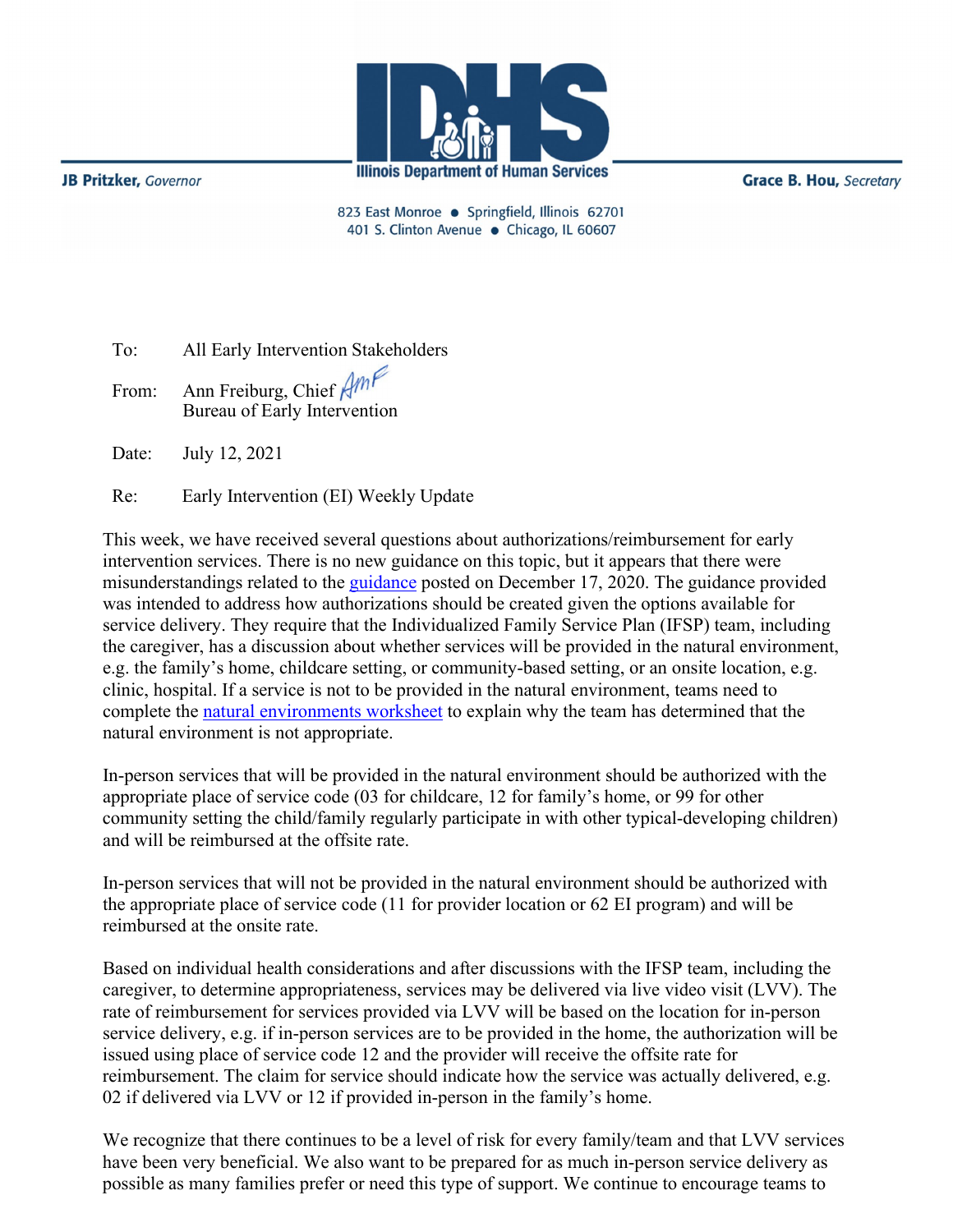JB Pritzker, *Governor*

Illinois Department of Human Services

Grace B. Hou, *Secretary*

823 East Monroe • Springfield, Illinois 62701
401 S. Clinton Avenue • Chicago, IL 60607

To: All Early Intervention Stakeholders

From: Ann Freiburg, Chief
Bureau of Early Intervention

Date: July 12, 2021

Re: Early Intervention (EI) Weekly Update

This week, we have received several questions about authorizations/reimbursement for early intervention services. There is no new guidance on this topic, but it appears that there were misunderstandings related to the guidance posted on December 17, 2020. The guidance provided was intended to address how authorizations should be created given the options available for service delivery. They require that the Individualized Family Service Plan (IFSP) team, including the caregiver, has a discussion about whether services will be provided in the natural environment, e.g. the family's home, childcare setting, or community-based setting, or an onsite location, e.g. clinic, hospital. If a service is not to be provided in the natural environment, teams need to complete the natural environments worksheet to explain why the team has determined that the natural environment is not appropriate.

In-person services that will be provided in the natural environment should be authorized with the appropriate place of service code (03 for childcare, 12 for family's home, or 99 for other community setting the child/family regularly participate in with other typical-developing children) and will be reimbursed at the offsite rate.

In-person services that will not be provided in the natural environment should be authorized with the appropriate place of service code (11 for provider location or 62 EI program) and will be reimbursed at the onsite rate.

Based on individual health considerations and after discussions with the IFSP team, including the caregiver, to determine appropriateness, services may be delivered via live video visit (LVV). The rate of reimbursement for services provided via LVV will be based on the location for in-person service delivery, e.g. if in-person services are to be provided in the home, the authorization will be issued using place of service code 12 and the provider will receive the offsite rate for reimbursement. The claim for service should indicate how the service was actually delivered, e.g. 02 if delivered via LVV or 12 if provided in-person in the family's home.

We recognize that there continues to be a level of risk for every family/team and that LVV services have been very beneficial. We also want to be prepared for as much in-person service delivery as possible as many families prefer or need this type of support. We continue to encourage teams to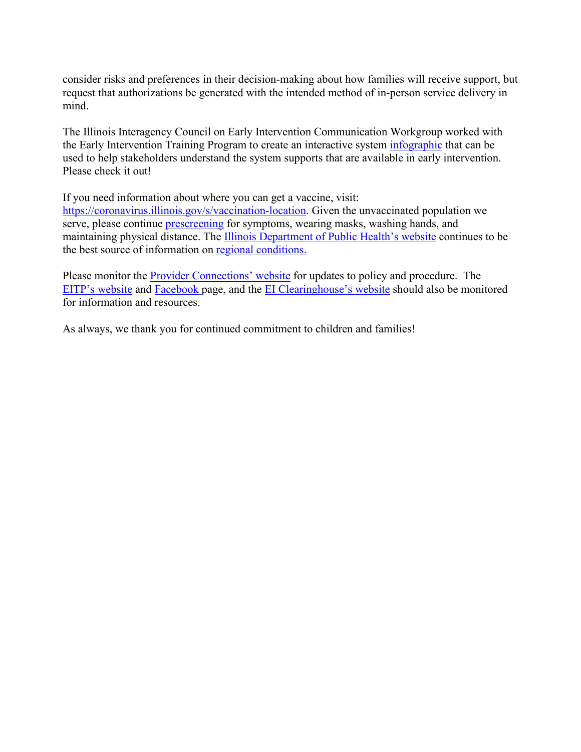consider risks and preferences in their decision-making about how families will receive support, but request that authorizations be generated with the intended method of in-person service delivery in mind.

The Illinois Interagency Council on Early Intervention Communication Workgroup worked with the Early Intervention Training Program to create an interactive system infographic that can be used to help stakeholders understand the system supports that are available in early intervention. Please check it out!

If you need information about where you can get a vaccine, visit: https://coronavirus.illinois.gov/s/vaccination-location. Given the unvaccinated population we serve, please continue prescreening for symptoms, wearing masks, washing hands, and maintaining physical distance. The Illinois Department of Public Health's website continues to be the best source of information on regional conditions.

Please monitor the Provider Connections' website for updates to policy and procedure. The EITP's website and Facebook page, and the EI Clearinghouse's website should also be monitored for information and resources.

As always, we thank you for continued commitment to children and families!